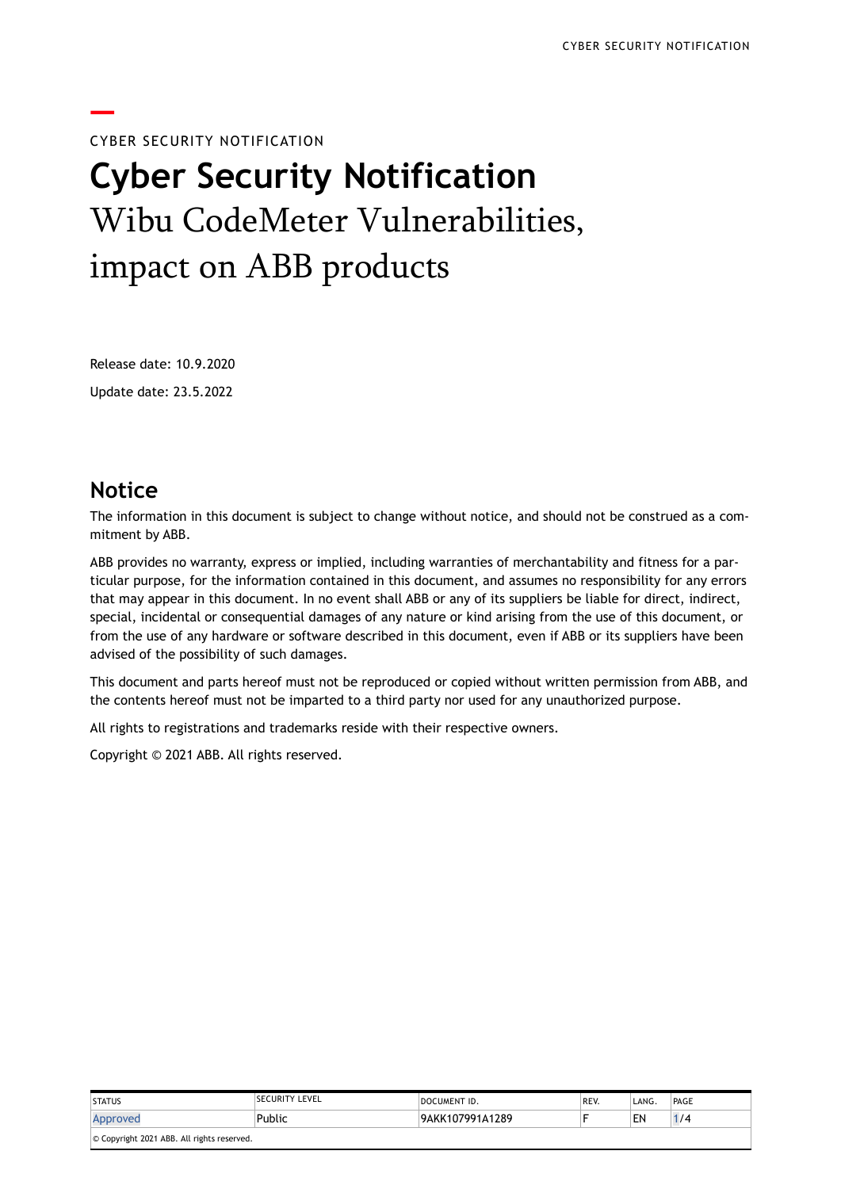CYBER SECURITY NOTIFICATION

# Cyber Security Notification

## Wibu CodeMeter Vulnerabilities, impact on ABB products

Release date: 10.9.2020

Update date: 23.5.2022

## Notice

The information in this document is subject to change without notice, and should not be construed as a commitment by ABB.

ABB provides no warranty, express or implied, including warranties of merchantability and fitness for a particular purpose, for the information contained in this document, and assumes no responsibility for any errors that may appear in this document. In no event shall ABB or any of its suppliers be liable for direct, indirect, special, incidental or consequential damages of any nature or kind arising from the use of this document, or from the use of any hardware or software described in this document, even if ABB or its suppliers have been advised of the possibility of such damages.

This document and parts hereof must not be reproduced or copied without written permission from ABB, and the contents hereof must not be imparted to a third party nor used for any unauthorized purpose.

All rights to registrations and trademarks reside with their respective owners.

Copyright © 2021 ABB. All rights reserved.

| STATUS | SECURITY LEVEL | DOCUMENT ID. | REV. | LANG. |
|---|---|---|---|---|
| Approved | Public | 9AKK107991A1289 | F | EN |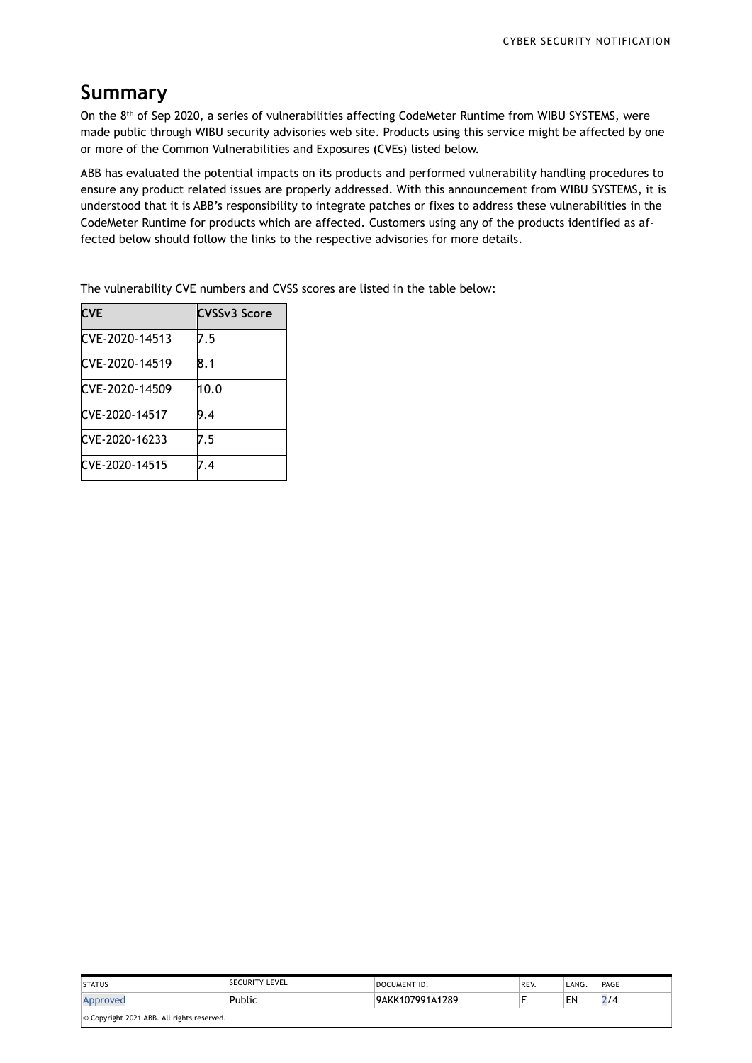## Summary

On the 8th of Sep 2020, a series of vulnerabilities affecting CodeMeter Runtime from WIBU SYSTEMS, were made public through WIBU security advisories web site. Products using this service might be affected by one or more of the Common Vulnerabilities and Exposures (CVEs) listed below.

ABB has evaluated the potential impacts on its products and performed vulnerability handling procedures to ensure any product related issues are properly addressed. With this announcement from WIBU SYSTEMS, it is understood that it is ABB's responsibility to integrate patches or fixes to address these vulnerabilities in the CodeMeter Runtime for products which are affected. Customers using any of the products identified as affected below should follow the links to the respective advisories for more details.

The vulnerability CVE numbers and CVSS scores are listed in the table below:

| CVE | CVSSv3 Score |
| --- | --- |
| CVE-2020-14513 | 7.5 |
| CVE-2020-14519 | 8.1 |
| CVE-2020-14509 | 10.0 |
| CVE-2020-14517 | 9.4 |
| CVE-2020-16233 | 7.5 |
| CVE-2020-14515 | 7.4 |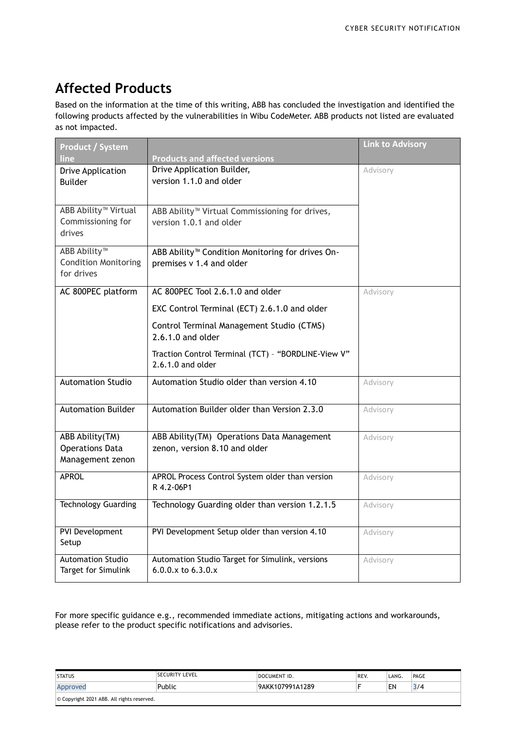## Affected Products

Based on the information at the time of this writing, ABB has concluded the investigation and identified the following products affected by the vulnerabilities in Wibu CodeMeter. ABB products not listed are evaluated as not impacted.

| Product / System line | Products and affected versions | Link to Advisory |
|---|---|---|
| Drive Application Builder | Drive Application Builder, version 1.1.0 and older | Advisory |
| ABB Ability™ Virtual Commissioning for drives | ABB Ability™ Virtual Commissioning for drives, version 1.0.1 and older | |
| ABB Ability™ Condition Monitoring for drives | ABB Ability™ Condition Monitoring for drives On-premises v 1.4 and older | |
| AC 800PEC platform | AC 800PEC Tool 2.6.1.0 and older<br>EXC Control Terminal (ECT) 2.6.1.0 and older<br>Control Terminal Management Studio (CTMS) 2.6.1.0 and older<br>Traction Control Terminal (TCT) – "BORDLINE-View V" 2.6.1.0 and older | Advisory |
| Automation Studio | Automation Studio older than version 4.10 | Advisory |
| Automation Builder | Automation Builder older than Version 2.3.0 | Advisory |
| ABB Ability(TM) Operations Data Management zenon | ABB Ability(TM) Operations Data Management zenon, version 8.10 and older | Advisory |
| APROL | APROL Process Control System older than version R 4.2-06P1 | Advisory |
| Technology Guarding | Technology Guarding older than version 1.2.1.5 | Advisory |
| PVI Development Setup | PVI Development Setup older than version 4.10 | Advisory |
| Automation Studio Target for Simulink | Automation Studio Target for Simulink, versions 6.0.0.x to 6.3.0.x | Advisory |

For more specific guidance e.g., recommended immediate actions, mitigating actions and workarounds, please refer to the product specific notifications and advisories.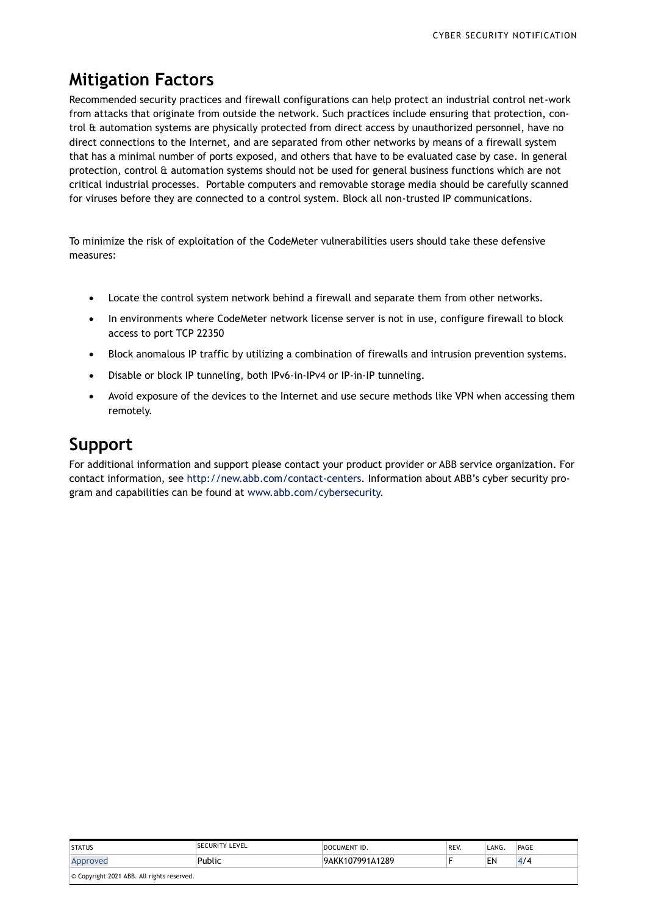## Mitigation Factors

Recommended security practices and firewall configurations can help protect an industrial control net-work from attacks that originate from outside the network. Such practices include ensuring that protection, control & automation systems are physically protected from direct access by unauthorized personnel, have no direct connections to the Internet, and are separated from other networks by means of a firewall system that has a minimal number of ports exposed, and others that have to be evaluated case by case. In general protection, control & automation systems should not be used for general business functions which are not critical industrial processes. Portable computers and removable storage media should be carefully scanned for viruses before they are connected to a control system. Block all non-trusted IP communications.

To minimize the risk of exploitation of the CodeMeter vulnerabilities users should take these defensive measures:

- Locate the control system network behind a firewall and separate them from other networks.
- In environments where CodeMeter network license server is not in use, configure firewall to block access to port TCP 22350
- Block anomalous IP traffic by utilizing a combination of firewalls and intrusion prevention systems.
- Disable or block IP tunneling, both IPv6-in-IPv4 or IP-in-IP tunneling.
- Avoid exposure of the devices to the Internet and use secure methods like VPN when accessing them remotely.

## Support

For additional information and support please contact your product provider or ABB service organization. For contact information, see http://new.abb.com/contact-centers. Information about ABB's cyber security program and capabilities can be found at www.abb.com/cybersecurity.

| STATUS | SECURITY LEVEL | DOCUMENT ID. | REV. | LANG. | PAGE |
|---|---|---|---|---|---|
| Approved | Public | 9AKK107991A1289 | F | EN | 4/4 |

© Copyright 2021 ABB. All rights reserved.